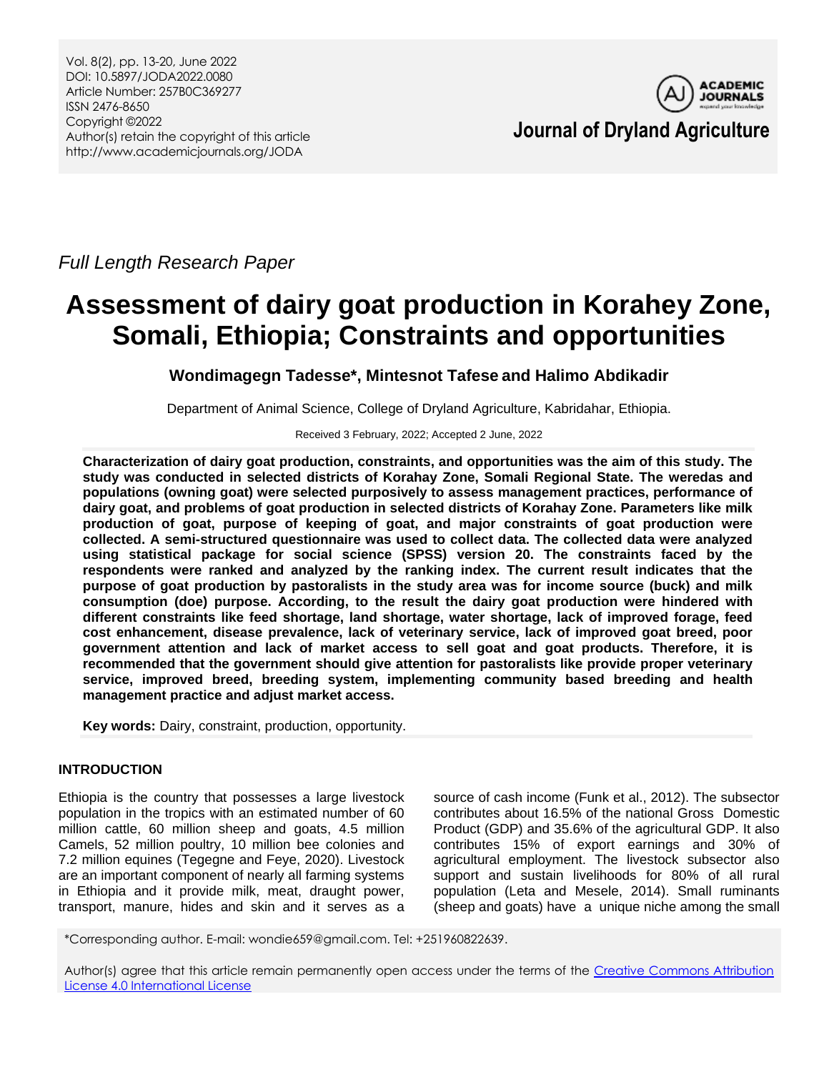Full Length Research Paper

# Assessment of dairy goat production in Korahey Zone, Somali, Ethiopia; Constraints and opportunities

**Wondimagegn Tadesse*, Mintesnot Tafese and Halimo Abdikadir**

Department of Animal Science, College of Dryland Agriculture, Kabridahar, Ethiopia.

Received 3 February, 2022; Accepted 2 June, 2022

**Characterization of dairy goat production, constraints, and opportunities was the aim of this study. The study was conducted in selected districts of Korahay Zone, Somali Regional State. The weredas and populations (owning goat) were selected purposively to assess management practices, performance of dairy goat, and problems of goat production in selected districts of Korahay Zone. Parameters like milk production of goat, purpose of keeping of goat, and major constraints of goat production were collected. A semi-structured questionnaire was used to collect data. The collected data were analyzed using statistical package for social science (SPSS) version 20. The constraints faced by the respondents were ranked and analyzed by the ranking index. The current result indicates that the purpose of goat production by pastoralists in the study area was for income source (buck) and milk consumption (doe) purpose. According, to the result the dairy goat production were hindered with different constraints like feed shortage, land shortage, water shortage, lack of improved forage, feed cost enhancement, disease prevalence, lack of veterinary service, lack of improved goat breed, poor government attention and lack of market access to sell goat and goat products. Therefore, it is recommended that the government should give attention for pastoralists like provide proper veterinary service, improved breed, breeding system, implementing community based breeding and health management practice and adjust market access.**

**Key words:** Dairy, constraint, production, opportunity.

## INTRODUCTION

Ethiopia is the country that possesses a large livestock population in the tropics with an estimated number of 60 million cattle, 60 million sheep and goats, 4.5 million Camels, 52 million poultry, 10 million bee colonies and 7.2 million equines (Tegegne and Feye, 2020). Livestock are an important component of nearly all farming systems in Ethiopia and it provide milk, meat, draught power, transport, manure, hides and skin and it serves as a source of cash income (Funk et al., 2012). The subsector contributes about 16.5% of the national Gross Domestic Product (GDP) and 35.6% of the agricultural GDP. It also contributes 15% of export earnings and 30% of agricultural employment. The livestock subsector also support and sustain livelihoods for 80% of all rural population (Leta and Mesele, 2014). Small ruminants (sheep and goats) have a unique niche among the small

*Corresponding author. E-mail: wondie659@gmail.com. Tel: +251960822639.

Author(s) agree that this article remain permanently open access under the terms of the Creative Commons Attribution License 4.0 International License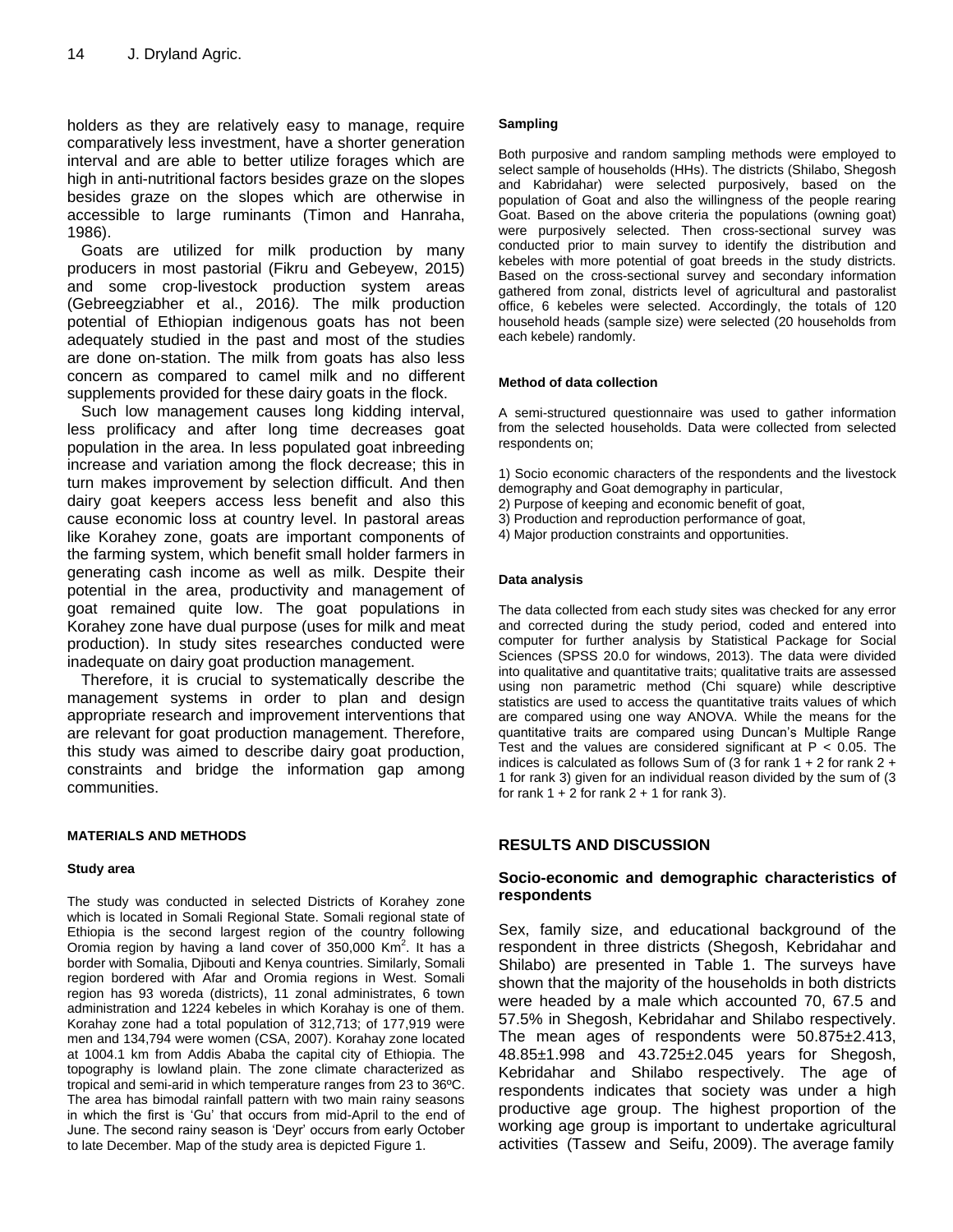holders as they are relatively easy to manage, require comparatively less investment, have a shorter generation interval and are able to better utilize forages which are high in anti-nutritional factors besides graze on the slopes besides graze on the slopes which are otherwise in accessible to large ruminants (Timon and Hanraha, 1986).

Goats are utilized for milk production by many producers in most pastorial (Fikru and Gebeyew, 2015) and some crop-livestock production system areas (Gebreegziabher et al., 2016*)*. The milk production potential of Ethiopian indigenous goats has not been adequately studied in the past and most of the studies are done on-station. The milk from goats has also less concern as compared to camel milk and no different supplements provided for these dairy goats in the flock.

Such low management causes long kidding interval, less prolificacy and after long time decreases goat population in the area. In less populated goat inbreeding increase and variation among the flock decrease; this in turn makes improvement by selection difficult. And then dairy goat keepers access less benefit and also this cause economic loss at country level. In pastoral areas like Korahey zone, goats are important components of the farming system, which benefit small holder farmers in generating cash income as well as milk. Despite their potential in the area, productivity and management of goat remained quite low. The goat populations in Korahey zone have dual purpose (uses for milk and meat production). In study sites researches conducted were inadequate on dairy goat production management.

Therefore, it is crucial to systematically describe the management systems in order to plan and design appropriate research and improvement interventions that are relevant for goat production management. Therefore, this study was aimed to describe dairy goat production, constraints and bridge the information gap among communities.

## MATERIALS AND METHODS

### Study area

The study was conducted in selected Districts of Korahey zone which is located in Somali Regional State. Somali regional state of Ethiopia is the second largest region of the country following Oromia region by having a land cover of 350,000 $Km^2$. It has a border with Somalia, Djibouti and Kenya countries. Similarly, Somali region bordered with Afar and Oromia regions in West. Somali region has 93 woreda (districts), 11 zonal administrates, 6 town administration and 1224 kebeles in which Korahay is one of them. Korahay zone had a total population of 312,713; of 177,919 were men and 134,794 were women (CSA, 2007). Korahay zone located at 1004.1 km from Addis Ababa the capital city of Ethiopia. The topography is lowland plain. The zone climate characterized as tropical and semi-arid in which temperature ranges from 23 to 36ºC. The area has bimodal rainfall pattern with two main rainy seasons in which the first is 'Gu' that occurs from mid-April to the end of June. The second rainy season is 'Deyr' occurs from early October to late December. Map of the study area is depicted Figure 1.

### Sampling

Both purposive and random sampling methods were employed to select sample of households (HHs). The districts (Shilabo, Shegosh and Kabridahar) were selected purposively, based on the population of Goat and also the willingness of the people rearing Goat. Based on the above criteria the populations (owning goat) were purposively selected. Then cross-sectional survey was conducted prior to main survey to identify the distribution and kebeles with more potential of goat breeds in the study districts. Based on the cross-sectional survey and secondary information gathered from zonal, districts level of agricultural and pastoralist office, 6 kebeles were selected. Accordingly, the totals of 120 household heads (sample size) were selected (20 households from each kebele) randomly.

### Method of data collection

A semi-structured questionnaire was used to gather information from the selected households. Data were collected from selected respondents on;

1) Socio economic characters of the respondents and the livestock demography and Goat demography in particular,
2) Purpose of keeping and economic benefit of goat,
3) Production and reproduction performance of goat,
4) Major production constraints and opportunities.

### Data analysis

The data collected from each study sites was checked for any error and corrected during the study period, coded and entered into computer for further analysis by Statistical Package for Social Sciences (SPSS 20.0 for windows, 2013). The data were divided into qualitative and quantitative traits; qualitative traits are assessed using non parametric method (Chi square) while descriptive statistics are used to access the quantitative traits values of which are compared using one way ANOVA. While the means for the quantitative traits are compared using Duncan's Multiple Range Test and the values are considered significant at $P < 0.05$. The indices is calculated as follows Sum of (3 for rank 1 + 2 for rank 2 + 1 for rank 3) given for an individual reason divided by the sum of (3 for rank 1 + 2 for rank 2 + 1 for rank 3).

## RESULTS AND DISCUSSION

### Socio-economic and demographic characteristics of respondents

Sex, family size, and educational background of the respondent in three districts (Shegosh, Kebridahar and Shilabo) are presented in Table 1. The surveys have shown that the majority of the households in both districts were headed by a male which accounted 70, 67.5 and 57.5% in Shegosh, Kebridahar and Shilabo respectively. The mean ages of respondents were 50.875±2.413, 48.85±1.998 and 43.725±2.045 years for Shegosh, Kebridahar and Shilabo respectively. The age of respondents indicates that society was under a high productive age group. The highest proportion of the working age group is important to undertake agricultural activities (Tassew and Seifu, 2009). The average family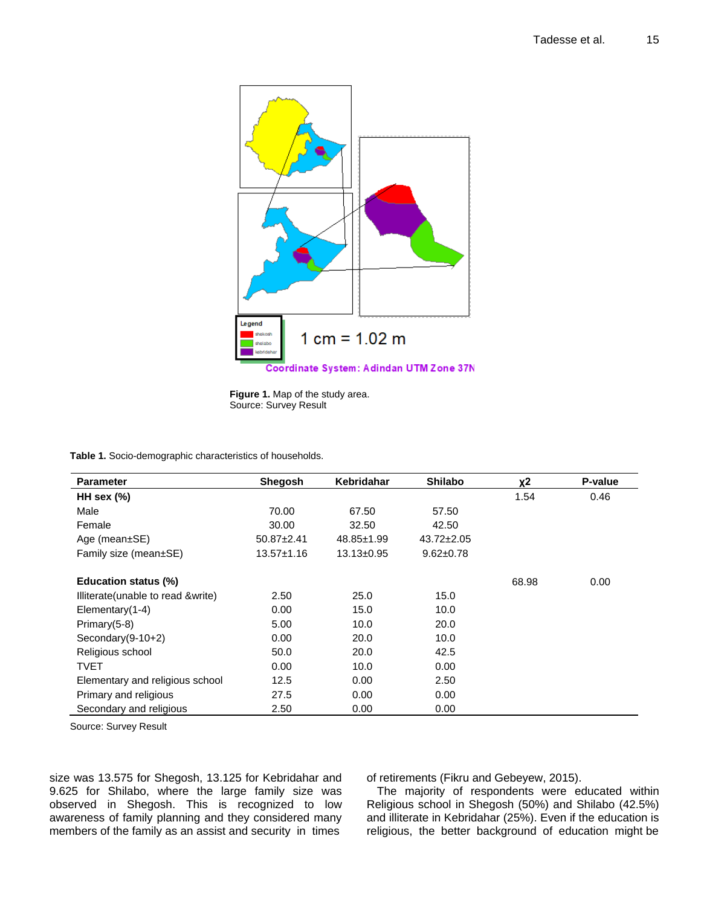Figure 1. Map of the study area.
Source: Survey Result

**Table 1.** Socio-demographic characteristics of households.

| Parameter | Shegosh | Kebridahar | Shilabo | χ2 | P-value |
|---|---|---|---|---|---|
| **HH sex (%)** | | | | 1.54 | 0.46 |
| Male | 70.00 | 67.50 | 57.50 | | |
| Female | 30.00 | 32.50 | 42.50 | | |
| Age (mean±SE) | 50.87±2.41 | 48.85±1.99 | 43.72±2.05 | | |
| Family size (mean±SE) | 13.57±1.16 | 13.13±0.95 | 9.62±0.78 | | |
| **Education status (%)** | | | | 68.98 | 0.00 |
| Illiterate(unable to read &write) | 2.50 | 25.0 | 15.0 | | |
| Elementary(1-4) | 0.00 | 15.0 | 10.0 | | |
| Primary(5-8) | 5.00 | 10.0 | 20.0 | | |
| Secondary(9-10+2) | 0.00 | 20.0 | 10.0 | | |
| Religious school | 50.0 | 20.0 | 42.5 | | |
| TVET | 0.00 | 10.0 | 0.00 | | |
| Elementary and religious school | 12.5 | 0.00 | 2.50 | | |
| Primary and religious | 27.5 | 0.00 | 0.00 | | |
| Secondary and religious | 2.50 | 0.00 | 0.00 | | |

Source: Survey Result

size was 13.575 for Shegosh, 13.125 for Kebridahar and 9.625 for Shilabo, where the large family size was observed in Shegosh. This is recognized to low awareness of family planning and they considered many members of the family as an assist and security in times of retirements (Fikru and Gebeyew, 2015).

The majority of respondents were educated within Religious school in Shegosh (50%) and Shilabo (42.5%) and illiterate in Kebridahar (25%). Even if the education is religious, the better background of education might be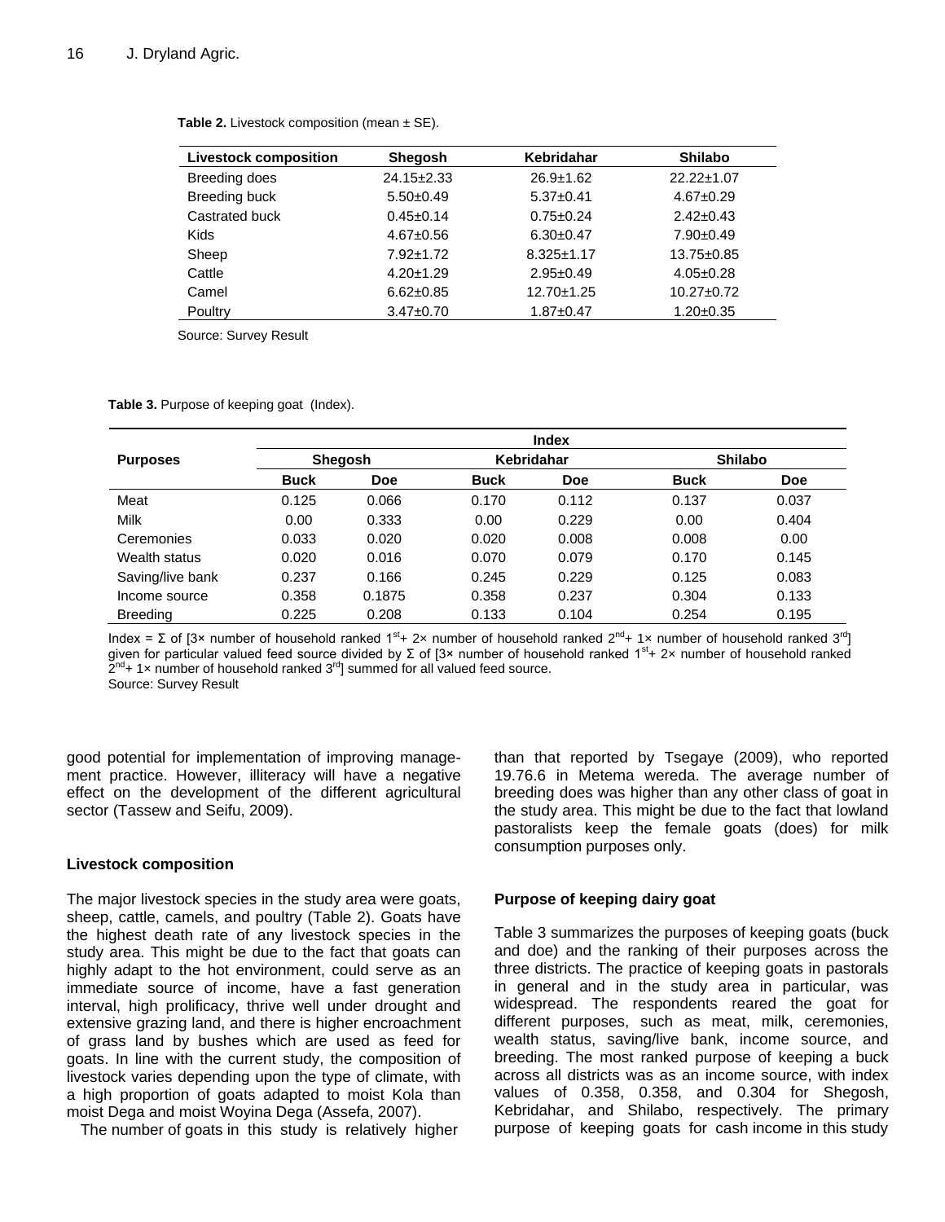**Table 2.** Livestock composition (mean ± SE).

| Livestock composition | Shegosh | Kebridahar | Shilabo |
|---|---|---|---|
| Breeding does | 24.15±2.33 | 26.9±1.62 | 22.22±1.07 |
| Breeding buck | 5.50±0.49 | 5.37±0.41 | 4.67±0.29 |
| Castrated buck | 0.45±0.14 | 0.75±0.24 | 2.42±0.43 |
| Kids | 4.67±0.56 | 6.30±0.47 | 7.90±0.49 |
| Sheep | 7.92±1.72 | 8.325±1.17 | 13.75±0.85 |
| Cattle | 4.20±1.29 | 2.95±0.49 | 4.05±0.28 |
| Camel | 6.62±0.85 | 12.70±1.25 | 10.27±0.72 |
| Poultry | 3.47±0.70 | 1.87±0.47 | 1.20±0.35 |

Source: Survey Result

**Table 3.** Purpose of keeping goat (Index).

| Purposes | Index | | | | | |
|---|---|---|---|---|---|---|
| | Shegosh | | Kebridahar | | Shilabo | |
| | Buck | Doe | Buck | Doe | Buck | Doe |
| Meat | 0.125 | 0.066 | 0.170 | 0.112 | 0.137 | 0.037 |
| Milk | 0.00 | 0.333 | 0.00 | 0.229 | 0.00 | 0.404 |
| Ceremonies | 0.033 | 0.020 | 0.020 | 0.008 | 0.008 | 0.00 |
| Wealth status | 0.020 | 0.016 | 0.070 | 0.079 | 0.170 | 0.145 |
| Saving/live bank | 0.237 | 0.166 | 0.245 | 0.229 | 0.125 | 0.083 |
| Income source | 0.358 | 0.1875 | 0.358 | 0.237 | 0.304 | 0.133 |
| Breeding | 0.225 | 0.208 | 0.133 | 0.104 | 0.254 | 0.195 |

Index = Σ of [3× number of household ranked 1st + 2× number of household ranked 2nd + 1× number of household ranked 3rd] given for particular valued feed source divided by Σ of [3× number of household ranked 1st + 2× number of household ranked 2nd + 1× number of household ranked 3rd] summed for all valued feed source.
Source: Survey Result

good potential for implementation of improving management practice. However, illiteracy will have a negative effect on the development of the different agricultural sector (Tassew and Seifu, 2009).

### Livestock composition

The major livestock species in the study area were goats, sheep, cattle, camels, and poultry (Table 2). Goats have the highest death rate of any livestock species in the study area. This might be due to the fact that goats can highly adapt to the hot environment, could serve as an immediate source of income, have a fast generation interval, high prolificacy, thrive well under drought and extensive grazing land, and there is higher encroachment of grass land by bushes which are used as feed for goats. In line with the current study, the composition of livestock varies depending upon the type of climate, with a high proportion of goats adapted to moist Kola than moist Dega and moist Woyina Dega (Assefa, 2007).

The number of goats in this study is relatively higher than that reported by Tsegaye (2009), who reported 19.76.6 in Metema wereda. The average number of breeding does was higher than any other class of goat in the study area. This might be due to the fact that lowland pastoralists keep the female goats (does) for milk consumption purposes only.

### Purpose of keeping dairy goat

Table 3 summarizes the purposes of keeping goats (buck and doe) and the ranking of their purposes across the three districts. The practice of keeping goats in pastorals in general and in the study area in particular, was widespread. The respondents reared the goat for different purposes, such as meat, milk, ceremonies, wealth status, saving/live bank, income source, and breeding. The most ranked purpose of keeping a buck across all districts was as an income source, with index values of 0.358, 0.358, and 0.304 for Shegosh, Kebridahar, and Shilabo, respectively. The primary purpose of keeping goats for cash income in this study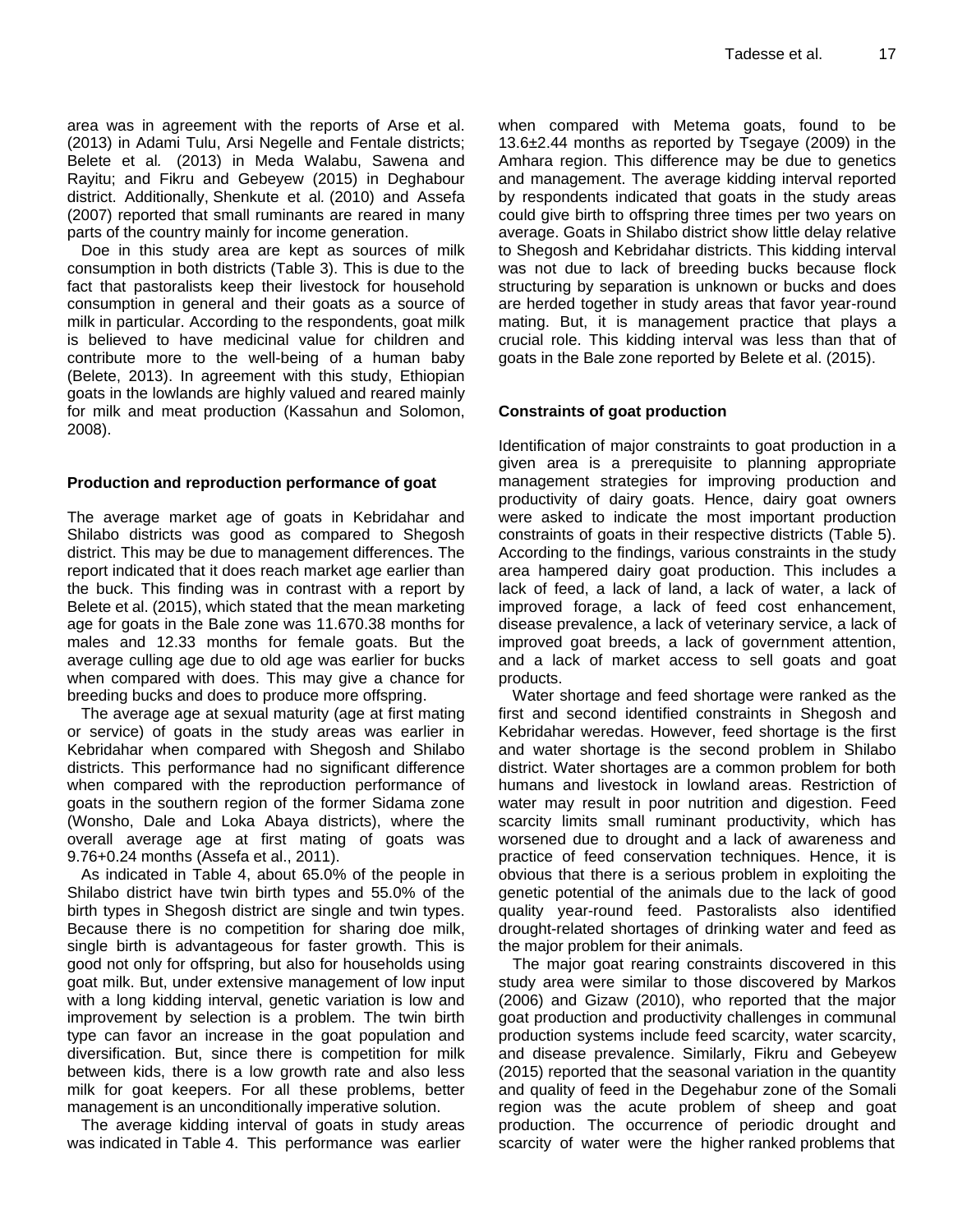area was in agreement with the reports of Arse et al. (2013) in Adami Tulu, Arsi Negelle and Fentale districts; Belete et al. (2013) in Meda Walabu, Sawena and Rayitu; and Fikru and Gebeyew (2015) in Deghabour district. Additionally, Shenkute et al. (2010) and Assefa (2007) reported that small ruminants are reared in many parts of the country mainly for income generation.

Doe in this study area are kept as sources of milk consumption in both districts (Table 3). This is due to the fact that pastoralists keep their livestock for household consumption in general and their goats as a source of milk in particular. According to the respondents, goat milk is believed to have medicinal value for children and contribute more to the well-being of a human baby (Belete, 2013). In agreement with this study, Ethiopian goats in the lowlands are highly valued and reared mainly for milk and meat production (Kassahun and Solomon, 2008).

**Production and reproduction performance of goat**

The average market age of goats in Kebridahar and Shilabo districts was good as compared to Shegosh district. This may be due to management differences. The report indicated that it does reach market age earlier than the buck. This finding was in contrast with a report by Belete et al. (2015), which stated that the mean marketing age for goats in the Bale zone was 11.670.38 months for males and 12.33 months for female goats. But the average culling age due to old age was earlier for bucks when compared with does. This may give a chance for breeding bucks and does to produce more offspring.

The average age at sexual maturity (age at first mating or service) of goats in the study areas was earlier in Kebridahar when compared with Shegosh and Shilabo districts. This performance had no significant difference when compared with the reproduction performance of goats in the southern region of the former Sidama zone (Wonsho, Dale and Loka Abaya districts), where the overall average age at first mating of goats was 9.76+0.24 months (Assefa et al., 2011).

As indicated in Table 4, about 65.0% of the people in Shilabo district have twin birth types and 55.0% of the birth types in Shegosh district are single and twin types. Because there is no competition for sharing doe milk, single birth is advantageous for faster growth. This is good not only for offspring, but also for households using goat milk. But, under extensive management of low input with a long kidding interval, genetic variation is low and improvement by selection is a problem. The twin birth type can favor an increase in the goat population and diversification. But, since there is competition for milk between kids, there is a low growth rate and also less milk for goat keepers. For all these problems, better management is an unconditionally imperative solution.

The average kidding interval of goats in study areas was indicated in Table 4. This performance was earlier when compared with Metema goats, found to be 13.6±2.44 months as reported by Tsegaye (2009) in the Amhara region. This difference may be due to genetics and management. The average kidding interval reported by respondents indicated that goats in the study areas could give birth to offspring three times per two years on average. Goats in Shilabo district show little delay relative to Shegosh and Kebridahar districts. This kidding interval was not due to lack of breeding bucks because flock structuring by separation is unknown or bucks and does are herded together in study areas that favor year-round mating. But, it is management practice that plays a crucial role. This kidding interval was less than that of goats in the Bale zone reported by Belete et al. (2015).

**Constraints of goat production**

Identification of major constraints to goat production in a given area is a prerequisite to planning appropriate management strategies for improving production and productivity of dairy goats. Hence, dairy goat owners were asked to indicate the most important production constraints of goats in their respective districts (Table 5). According to the findings, various constraints in the study area hampered dairy goat production. This includes a lack of feed, a lack of land, a lack of water, a lack of improved forage, a lack of feed cost enhancement, disease prevalence, a lack of veterinary service, a lack of improved goat breeds, a lack of government attention, and a lack of market access to sell goats and goat products.

Water shortage and feed shortage were ranked as the first and second identified constraints in Shegosh and Kebridahar weredas. However, feed shortage is the first and water shortage is the second problem in Shilabo district. Water shortages are a common problem for both humans and livestock in lowland areas. Restriction of water may result in poor nutrition and digestion. Feed scarcity limits small ruminant productivity, which has worsened due to drought and a lack of awareness and practice of feed conservation techniques. Hence, it is obvious that there is a serious problem in exploiting the genetic potential of the animals due to the lack of good quality year-round feed. Pastoralists also identified drought-related shortages of drinking water and feed as the major problem for their animals.

The major goat rearing constraints discovered in this study area were similar to those discovered by Markos (2006) and Gizaw (2010), who reported that the major goat production and productivity challenges in communal production systems include feed scarcity, water scarcity, and disease prevalence. Similarly, Fikru and Gebeyew (2015) reported that the seasonal variation in the quantity and quality of feed in the Degehabur zone of the Somali region was the acute problem of sheep and goat production. The occurrence of periodic drought and scarcity of water were the higher ranked problems that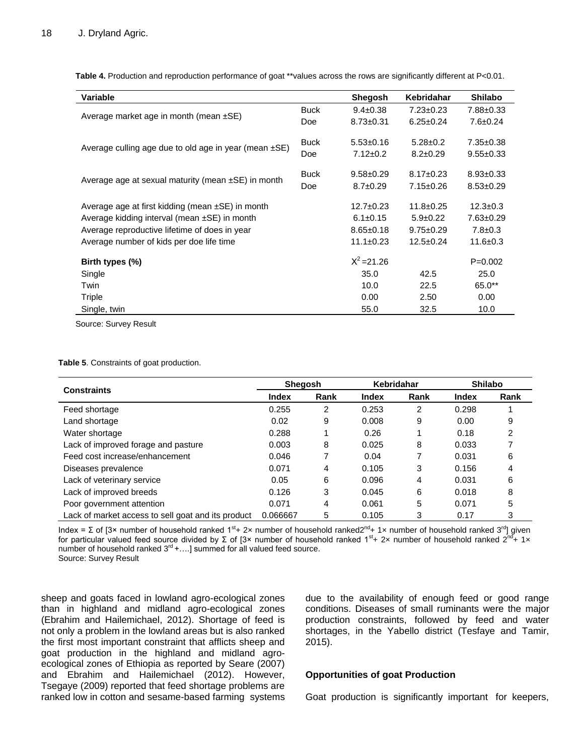**Table 4.** Production and reproduction performance of goat **values across the rows are significantly different at P<0.01.

| Variable | | Shegosh | Kebridahar | Shilabo |
|---|---|---|---|---|
| Average market age in month (mean ±SE) | Buck | 9.4±0.38 | 7.23±0.23 | 7.88±0.33 |
| | Doe | 8.73±0.31 | 6.25±0.24 | 7.6±0.24 |
| Average culling age due to old age in year (mean ±SE) | Buck | 5.53±0.16 | 5.28±0.2 | 7.35±0.38 |
| | Doe | 7.12±0.2 | 8.2±0.29 | 9.55±0.33 |
| Average age at sexual maturity (mean ±SE) in month | Buck | 9.58±0.29 | 8.17±0.23 | 8.93±0.33 |
| | Doe | 8.7±0.29 | 7.15±0.26 | 8.53±0.29 |
| Average age at first kidding (mean ±SE) in month | | 12.7±0.23 | 11.8±0.25 | 12.3±0.3 |
| Average kidding interval (mean ±SE) in month | | 6.1±0.15 | 5.9±0.22 | 7.63±0.29 |
| Average reproductive lifetime of does in year | | 8.65±0.18 | 9.75±0.29 | 7.8±0.3 |
| Average number of kids per doe life time | | 11.1±0.23 | 12.5±0.24 | 11.6±0.3 |
| **Birth types (%)** | | $X^2$=21.26 | | P=0.002 |
| Single | | 35.0 | 42.5 | 25.0 |
| Twin | | 10.0 | 22.5 | 65.0** |
| Triple | | 0.00 | 2.50 | 0.00 |
| Single, twin | | 55.0 | 32.5 | 10.0 |

Source: Survey Result

**Table 5**. Constraints of goat production.

| Constraints | Shegosh | | Kebridahar | | Shilabo | |
|---|---|---|---|---|---|---|
| | Index | Rank | Index | Rank | Index | Rank |
| Feed shortage | 0.255 | 2 | 0.253 | 2 | 0.298 | 1 |
| Land shortage | 0.02 | 9 | 0.008 | 9 | 0.00 | 9 |
| Water shortage | 0.288 | 1 | 0.26 | 1 | 0.18 | 2 |
| Lack of improved forage and pasture | 0.003 | 8 | 0.025 | 8 | 0.033 | 7 |
| Feed cost increase/enhancement | 0.046 | 7 | 0.04 | 7 | 0.031 | 6 |
| Diseases prevalence | 0.071 | 4 | 0.105 | 3 | 0.156 | 4 |
| Lack of veterinary service | 0.05 | 6 | 0.096 | 4 | 0.031 | 6 |
| Lack of improved breeds | 0.126 | 3 | 0.045 | 6 | 0.018 | 8 |
| Poor government attention | 0.071 | 4 | 0.061 | 5 | 0.071 | 5 |
| Lack of market access to sell goat and its product | 0.066667 | 5 | 0.105 | 3 | 0.17 | 3 |

Index = Σ of [3× number of household ranked 1st+ 2× number of household ranked2nd+ 1× number of household ranked 3rd] given for particular valued feed source divided by Σ of [3× number of household ranked 1st+ 2× number of household ranked 2nd+ 1× number of household ranked 3rd +….] summed for all valued feed source.
Source: Survey Result

sheep and goats faced in lowland agro-ecological zones than in highland and midland agro-ecological zones (Ebrahim and Hailemichael, 2012). Shortage of feed is not only a problem in the lowland areas but is also ranked the first most important constraint that afflicts sheep and goat production in the highland and midland agro-ecological zones of Ethiopia as reported by Seare (2007) and Ebrahim and Hailemichael (2012). However, Tsegaye (2009) reported that feed shortage problems are ranked low in cotton and sesame-based farming systems due to the availability of enough feed or good range conditions. Diseases of small ruminants were the major production constraints, followed by feed and water shortages, in the Yabello district (Tesfaye and Tamir, 2015).

#### Opportunities of goat Production

Goat production is significantly important for keepers,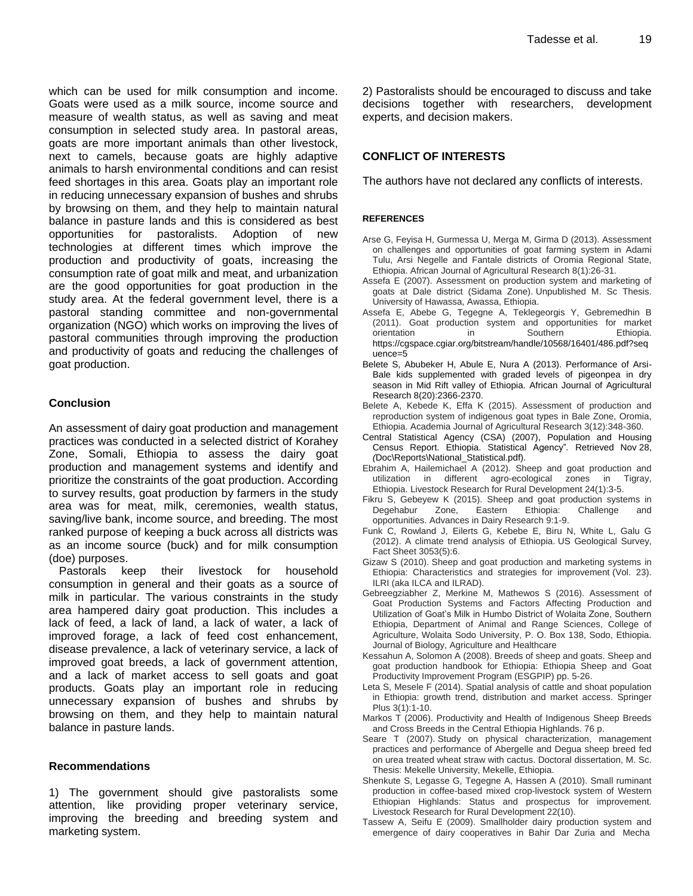which can be used for milk consumption and income. Goats were used as a milk source, income source and measure of wealth status, as well as saving and meat consumption in selected study area. In pastoral areas, goats are more important animals than other livestock, next to camels, because goats are highly adaptive animals to harsh environmental conditions and can resist feed shortages in this area. Goats play an important role in reducing unnecessary expansion of bushes and shrubs by browsing on them, and they help to maintain natural balance in pasture lands and this is considered as best opportunities for pastoralists. Adoption of new technologies at different times which improve the production and productivity of goats, increasing the consumption rate of goat milk and meat, and urbanization are the good opportunities for goat production in the study area. At the federal government level, there is a pastoral standing committee and non-governmental organization (NGO) which works on improving the lives of pastoral communities through improving the production and productivity of goats and reducing the challenges of goat production.

## Conclusion

An assessment of dairy goat production and management practices was conducted in a selected district of Korahey Zone, Somali, Ethiopia to assess the dairy goat production and management systems and identify and prioritize the constraints of the goat production. According to survey results, goat production by farmers in the study area was for meat, milk, ceremonies, wealth status, saving/live bank, income source, and breeding. The most ranked purpose of keeping a buck across all districts was as an income source (buck) and for milk consumption (doe) purposes.

Pastorals keep their livestock for household consumption in general and their goats as a source of milk in particular. The various constraints in the study area hampered dairy goat production. This includes a lack of feed, a lack of land, a lack of water, a lack of improved forage, a lack of feed cost enhancement, disease prevalence, a lack of veterinary service, a lack of improved goat breeds, a lack of government attention, and a lack of market access to sell goats and goat products. Goats play an important role in reducing unnecessary expansion of bushes and shrubs by browsing on them, and they help to maintain natural balance in pasture lands.

## Recommendations

1) The government should give pastoralists some attention, like providing proper veterinary service, improving the breeding and breeding system and marketing system.

2) Pastoralists should be encouraged to discuss and take decisions together with researchers, development experts, and decision makers.

## CONFLICT OF INTERESTS

The authors have not declared any conflicts of interests.

## REFERENCES

Arse G, Feyisa H, Gurmessa U, Merga M, Girma D (2013). Assessment on challenges and opportunities of goat farming system in Adami Tulu, Arsi Negelle and Fantale districts of Oromia Regional State, Ethiopia. African Journal of Agricultural Research 8(1):26-31.

Assefa E (2007). Assessment on production system and marketing of goats at Dale district (Sidama Zone). Unpublished M. Sc Thesis. University of Hawassa, Awassa, Ethiopia.

Assefa E, Abebe G, Tegegne A, Teklegeorgis Y, Gebremedhin B (2011). Goat production system and opportunities for market orientation in Southern Ethiopia. https://cgspace.cgiar.org/bitstream/handle/10568/16401/486.pdf?sequence=5

Belete S, Abubeker H, Abule E, Nura A (2013). Performance of Arsi-Bale kids supplemented with graded levels of pigeonpea in dry season in Mid Rift valley of Ethiopia. African Journal of Agricultural Research 8(20):2366-2370.

Belete A, Kebede K, Effa K (2015). Assessment of production and reproduction system of indigenous goat types in Bale Zone, Oromia, Ethiopia. Academia Journal of Agricultural Research 3(12):348-360.

Central Statistical Agency (CSA) (2007), Population and Housing Census Report. Ethiopia. Statistical Agency". Retrieved Nov 28, (Doc\Reports\National_Statistical.pdf).

Ebrahim A, Hailemichael A (2012). Sheep and goat production and utilization in different agro-ecological zones in Tigray, Ethiopia. Livestock Research for Rural Development 24(1):3-5.

Fikru S, Gebeyew K (2015). Sheep and goat production systems in Degehabur Zone, Eastern Ethiopia: Challenge and opportunities. Advances in Dairy Research 9:1-9.

Funk C, Rowland J, Eilerts G, Kebebe E, Biru N, White L, Galu G (2012). A climate trend analysis of Ethiopia. US Geological Survey, Fact Sheet 3053(5):6.

Gizaw S (2010). Sheep and goat production and marketing systems in Ethiopia: Characteristics and strategies for improvement (Vol. 23). ILRI (aka ILCA and ILRAD).

Gebreegziabher Z, Merkine M, Mathewos S (2016). Assessment of Goat Production Systems and Factors Affecting Production and Utilization of Goat's Milk in Humbo District of Wolaita Zone, Southern Ethiopia, Department of Animal and Range Sciences, College of Agriculture, Wolaita Sodo University, P. O. Box 138, Sodo, Ethiopia. Journal of Biology, Agriculture and Healthcare

Kessahun A, Solomon A (2008). Breeds of sheep and goats. Sheep and goat production handbook for Ethiopia: Ethiopia Sheep and Goat Productivity Improvement Program (ESGPIP) pp. 5-26.

Leta S, Mesele F (2014). Spatial analysis of cattle and shoat population in Ethiopia: growth trend, distribution and market access. Springer Plus 3(1):1-10.

Markos T (2006). Productivity and Health of Indigenous Sheep Breeds and Cross Breeds in the Central Ethiopia Highlands. 76 p.

Seare T (2007). Study on physical characterization, management practices and performance of Abergelle and Degua sheep breed fed on urea treated wheat straw with cactus. Doctoral dissertation, M. Sc. Thesis: Mekelle University, Mekelle, Ethiopia.

Shenkute S, Legasse G, Tegegne A, Hassen A (2010). Small ruminant production in coffee-based mixed crop-livestock system of Western Ethiopian Highlands: Status and prospectus for improvement. Livestock Research for Rural Development 22(10).

Tassew A, Seifu E (2009). Smallholder dairy production system and emergence of dairy cooperatives in Bahir Dar Zuria and Mecha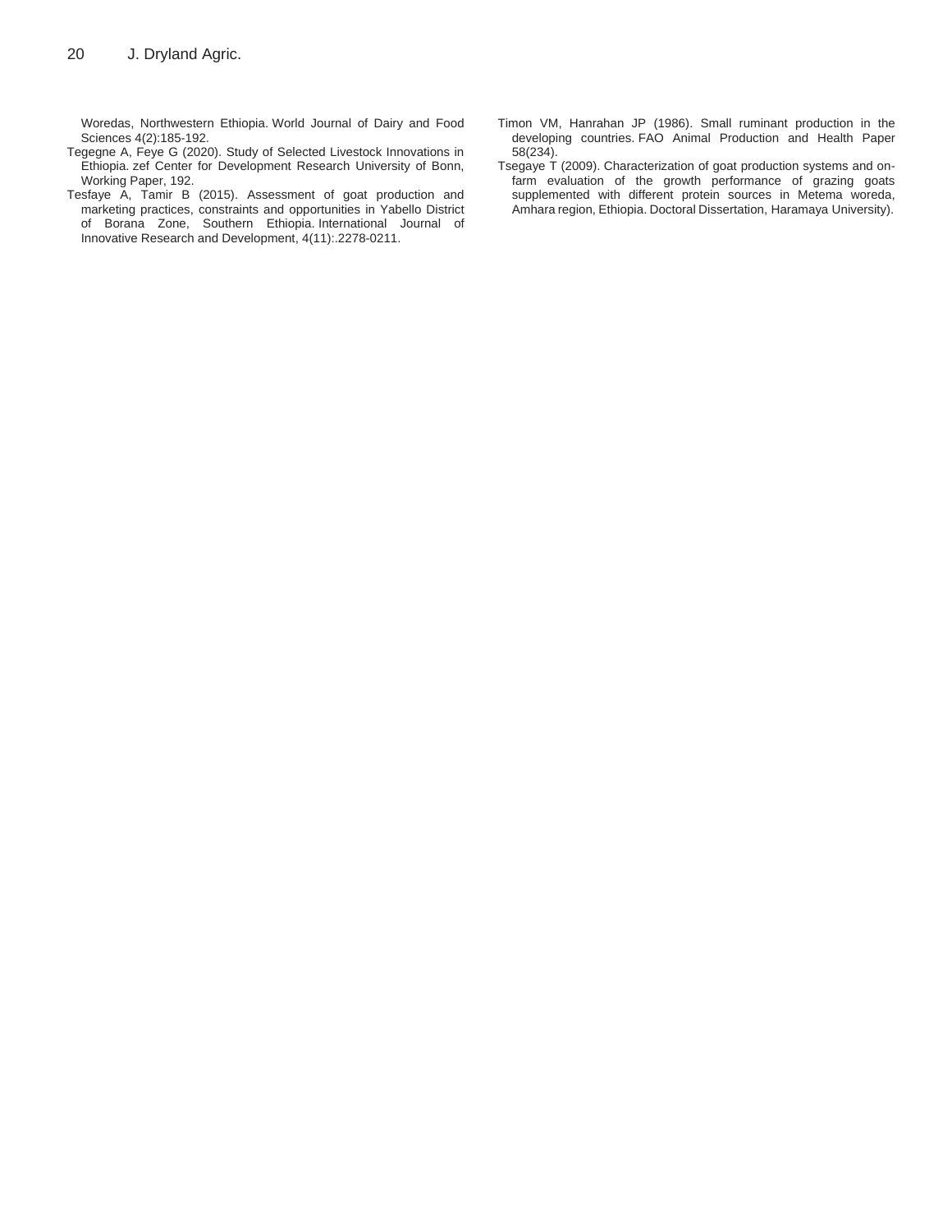Woredas, Northwestern Ethiopia. World Journal of Dairy and Food Sciences 4(2):185-192.

Tegegne A, Feye G (2020). Study of Selected Livestock Innovations in Ethiopia. zef Center for Development Research University of Bonn, Working Paper, 192.

Tesfaye A, Tamir B (2015). Assessment of goat production and marketing practices, constraints and opportunities in Yabello District of Borana Zone, Southern Ethiopia. International Journal of Innovative Research and Development, 4(11):.2278-0211.

Timon VM, Hanrahan JP (1986). Small ruminant production in the developing countries. FAO Animal Production and Health Paper 58(234).

Tsegaye T (2009). Characterization of goat production systems and on-farm evaluation of the growth performance of grazing goats supplemented with different protein sources in Metema woreda, Amhara region, Ethiopia. Doctoral Dissertation, Haramaya University).